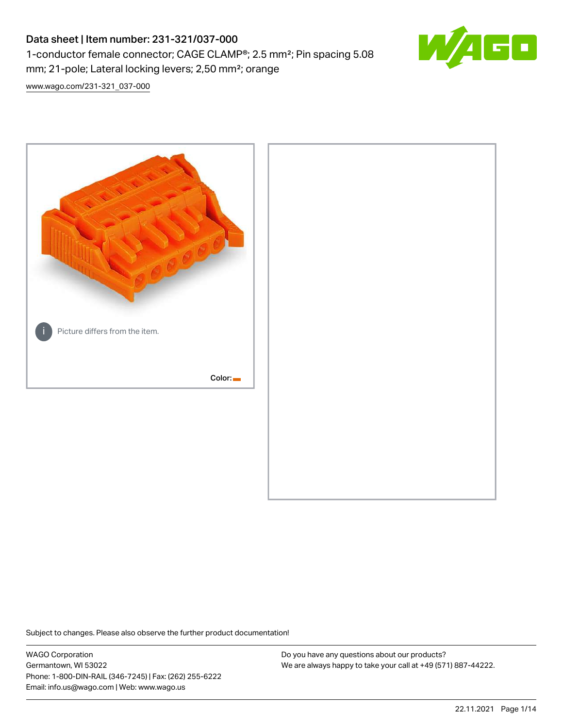# Data sheet | Item number: 231-321/037-000

1-conductor female connector; CAGE CLAMP®; 2.5 mm²; Pin spacing 5.08 mm; 21-pole; Lateral locking levers; 2,50 mm²; orange

www.wago.com/231-321_037-000

Picture differs from the item.

Color:

Subject to changes. Please also observe the further product documentation!

WAGO Corporation
Germantown, WI 53022
Phone: 1-800-DIN-RAIL (346-7245) | Fax: (262) 255-6222
Email: info.us@wago.com | Web: www.wago.us

Do you have any questions about our products?
We are always happy to take your call at +49 (571) 887-44222.

22.11.2021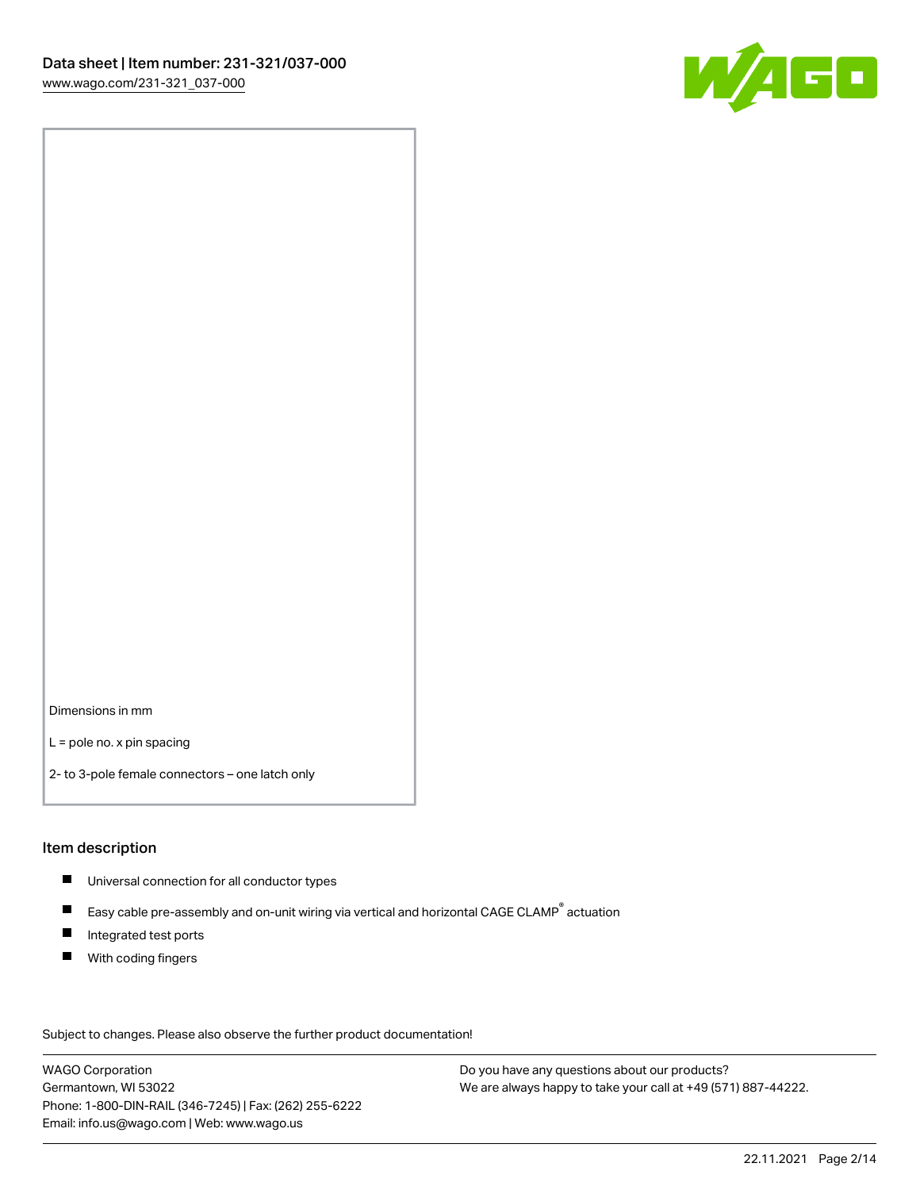Dimensions in mm

L = pole no. x pin spacing

2- to 3-pole female connectors – one latch only

## Item description

- Universal connection for all conductor types
- Easy cable pre-assembly and on-unit wiring via vertical and horizontal CAGE CLAMP® actuation
- Integrated test ports
- With coding fingers

Subject to changes. Please also observe the further product documentation!

WAGO Corporation
Germantown, WI 53022
Phone: 1-800-DIN-RAIL (346-7245) | Fax: (262) 255-6222
Email: info.us@wago.com | Web: www.wago.us

Do you have any questions about our products?
We are always happy to take your call at +49 (571) 887-44222.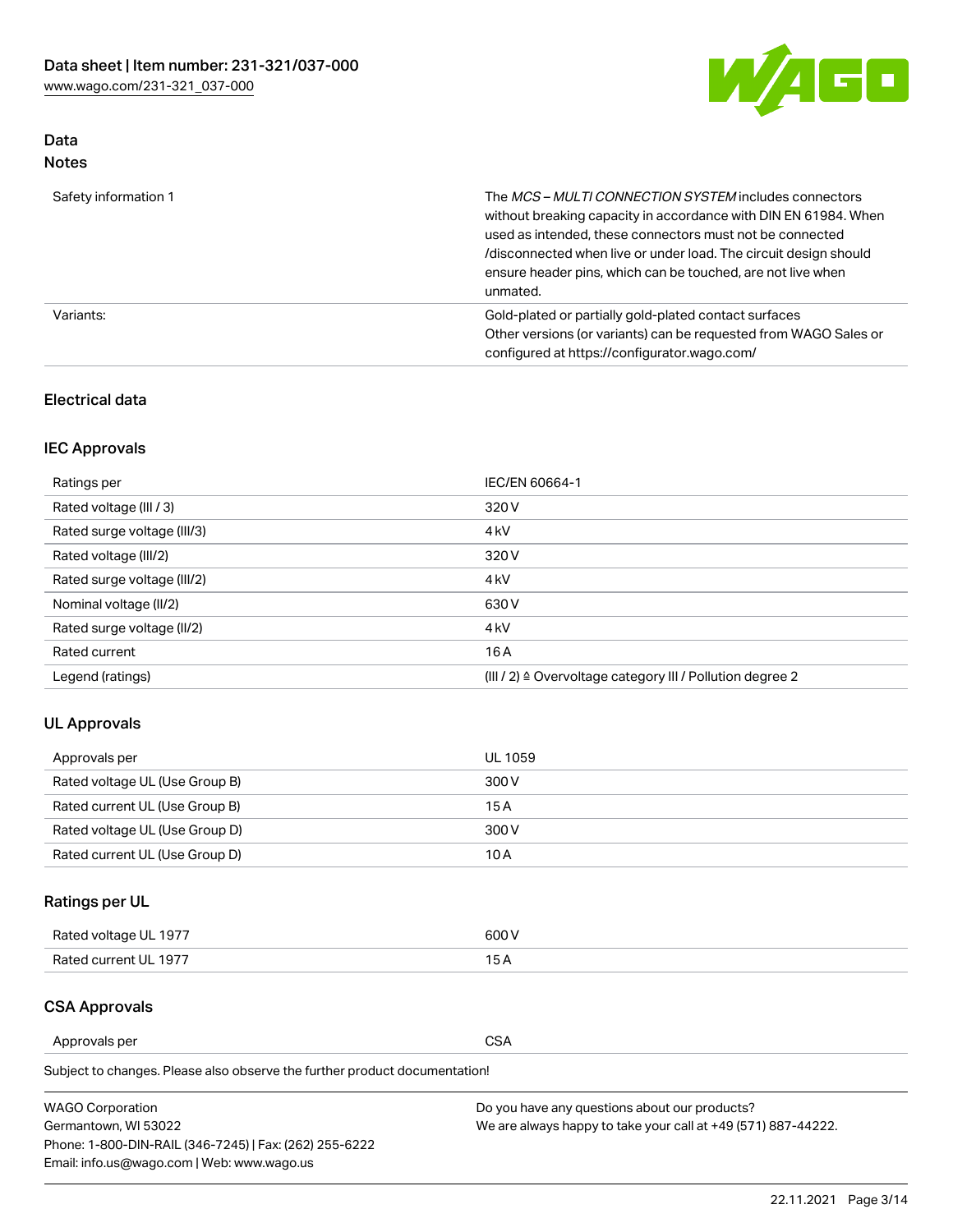## Data
### Notes

| | |
|---|---|
| Safety information 1 | The *MCS – MULTI CONNECTION SYSTEM* includes connectors without breaking capacity in accordance with DIN EN 61984. When used as intended, these connectors must not be connected /disconnected when live or under load. The circuit design should ensure header pins, which can be touched, are not live when unmated. |
| Variants: | Gold-plated or partially gold-plated contact surfaces Other versions (or variants) can be requested from WAGO Sales or configured at https://configurator.wago.com/ |

### Electrical data

### IEC Approvals

| | |
|---|---|
| Ratings per | IEC/EN 60664-1 |
| Rated voltage (III / 3) | 320 V |
| Rated surge voltage (III/3) | 4 kV |
| Rated voltage (III/2) | 320 V |
| Rated surge voltage (III/2) | 4 kV |
| Nominal voltage (II/2) | 630 V |
| Rated surge voltage (II/2) | 4 kV |
| Rated current | 16 A |
| Legend (ratings) | (III / 2) ≙ Overvoltage category III / Pollution degree 2 |

### UL Approvals

| | |
|---|---|
| Approvals per | UL 1059 |
| Rated voltage UL (Use Group B) | 300 V |
| Rated current UL (Use Group B) | 15 A |
| Rated voltage UL (Use Group D) | 300 V |
| Rated current UL (Use Group D) | 10 A |

### Ratings per UL

| | |
|---|---|
| Rated voltage UL 1977 | 600 V |
| Rated current UL 1977 | 15 A |

### CSA Approvals

| | |
|---|---|
| Approvals per | CSA |

Subject to changes. Please also observe the further product documentation!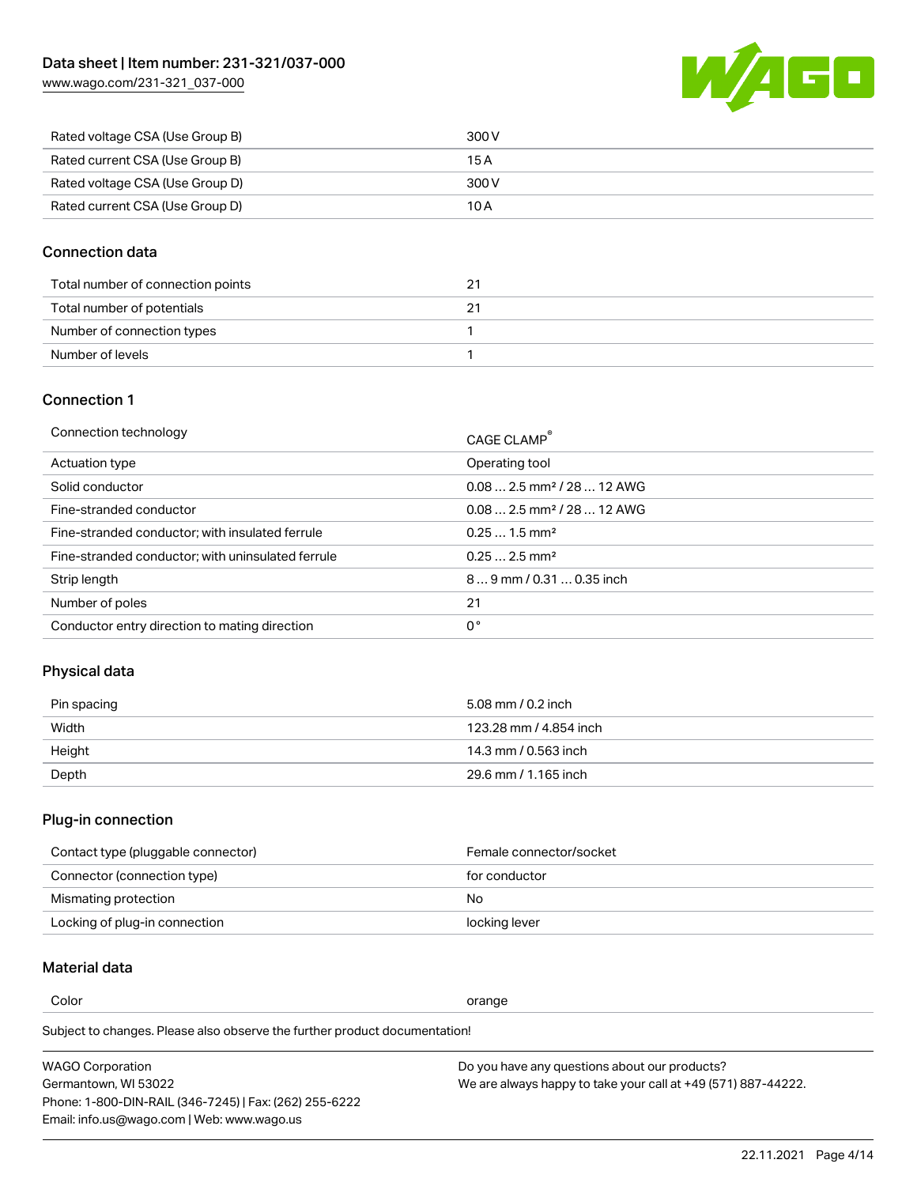| Rated voltage CSA (Use Group B) | 300 V |
| --- | --- |
| Rated current CSA (Use Group B) | 15 A |
| Rated voltage CSA (Use Group D) | 300 V |
| Rated current CSA (Use Group D) | 10 A |

## Connection data

| Total number of connection points | 21 |
| --- | --- |
| Total number of potentials | 21 |
| Number of connection types | 1 |
| Number of levels | 1 |

## Connection 1

| Connection technology | CAGE CLAMP® |
| --- | --- |
| Actuation type | Operating tool |
| Solid conductor | 0.08 … 2.5 mm² / 28 … 12 AWG |
| Fine-stranded conductor | 0.08 … 2.5 mm² / 28 … 12 AWG |
| Fine-stranded conductor; with insulated ferrule | 0.25 … 1.5 mm² |
| Fine-stranded conductor; with uninsulated ferrule | 0.25 … 2.5 mm² |
| Strip length | 8 … 9 mm / 0.31 … 0.35 inch |
| Number of poles | 21 |
| Conductor entry direction to mating direction | 0 ° |

## Physical data

| Pin spacing | 5.08 mm / 0.2 inch |
| --- | --- |
| Width | 123.28 mm / 4.854 inch |
| Height | 14.3 mm / 0.563 inch |
| Depth | 29.6 mm / 1.165 inch |

## Plug-in connection

| Contact type (pluggable connector) | Female connector/socket |
| --- | --- |
| Connector (connection type) | for conductor |
| Mismating protection | No |
| Locking of plug-in connection | locking lever |

## Material data

| Color | orange |
| --- | --- |

Subject to changes. Please also observe the further product documentation!

WAGO Corporation
Germantown, WI 53022
Phone: 1-800-DIN-RAIL (346-7245) | Fax: (262) 255-6222
Email: info.us@wago.com | Web: www.wago.us

Do you have any questions about our products?
We are always happy to take your call at +49 (571) 887-44222.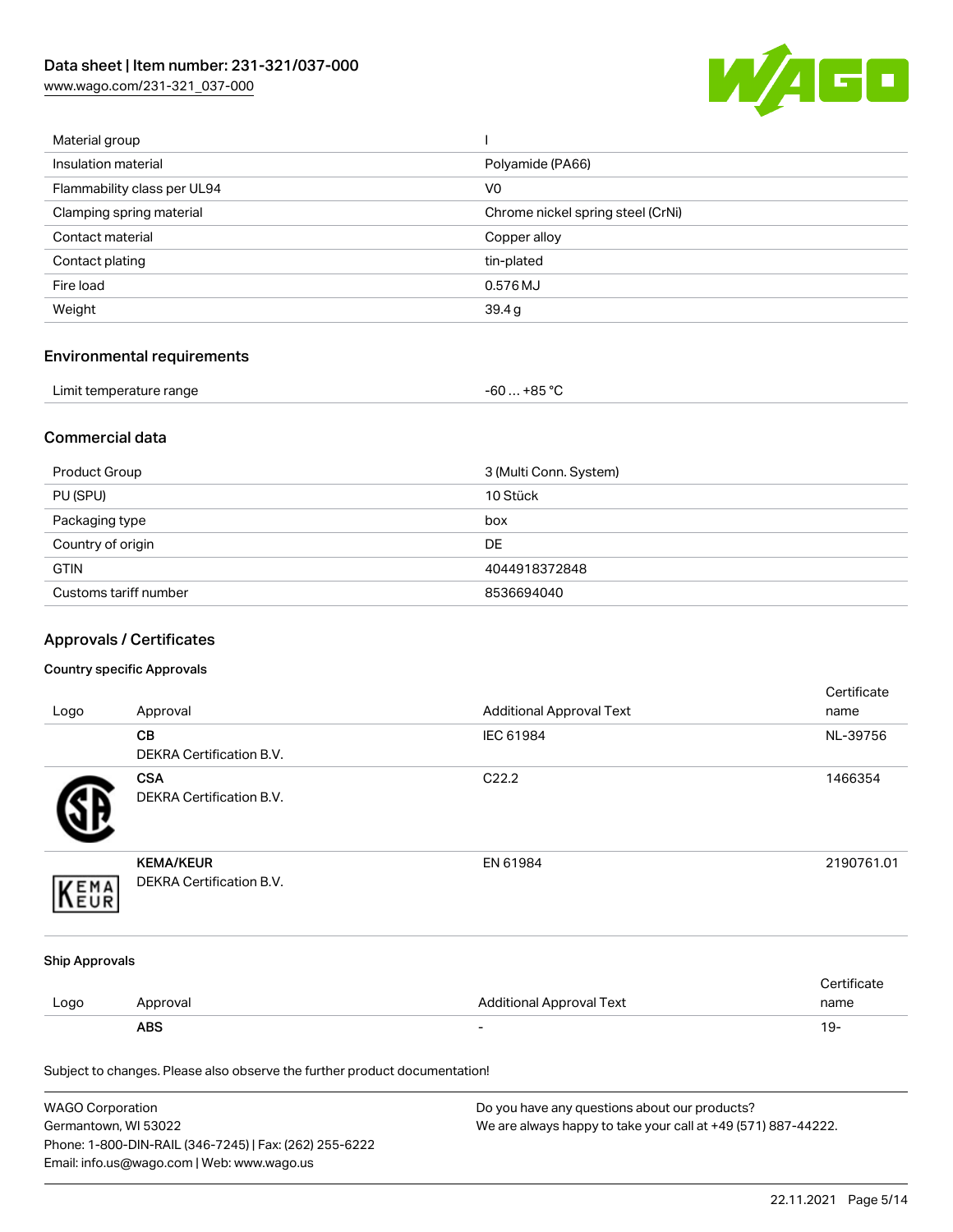| Material group | I |
| --- | --- |
| Insulation material | Polyamide (PA66) |
| Flammability class per UL94 | V0 |
| Clamping spring material | Chrome nickel spring steel (CrNi) |
| Contact material | Copper alloy |
| Contact plating | tin-plated |
| Fire load | 0.576 MJ |
| Weight | 39.4 g |

## Environmental requirements

| Limit temperature range | -60 … +85 °C |
| --- | --- |

## Commercial data

| Product Group | 3 (Multi Conn. System) |
| --- | --- |
| PU (SPU) | 10 Stück |
| Packaging type | box |
| Country of origin | DE |
| GTIN | 4044918372848 |
| Customs tariff number | 8536694040 |

## Approvals / Certificates

### Country specific Approvals

| Logo | Approval | Additional Approval Text | Certificate name |
| --- | --- | --- | --- |
| | **CB** DEKRA Certification B.V. | IEC 61984 | NL-39756 |
| | **CSA** DEKRA Certification B.V. | C22.2 | 1466354 |
| | **KEMA/KEUR** DEKRA Certification B.V. | EN 61984 | 2190761.01 |

### Ship Approvals

| Logo | Approval | Additional Approval Text | Certificate name |
| --- | --- | --- | --- |
| | **ABS** | - | 19- |

Subject to changes. Please also observe the further product documentation!

WAGO Corporation
Germantown, WI 53022
Phone: 1-800-DIN-RAIL (346-7245) | Fax: (262) 255-6222
Email: info.us@wago.com | Web: www.wago.us

Do you have any questions about our products?
We are always happy to take your call at +49 (571) 887-44222.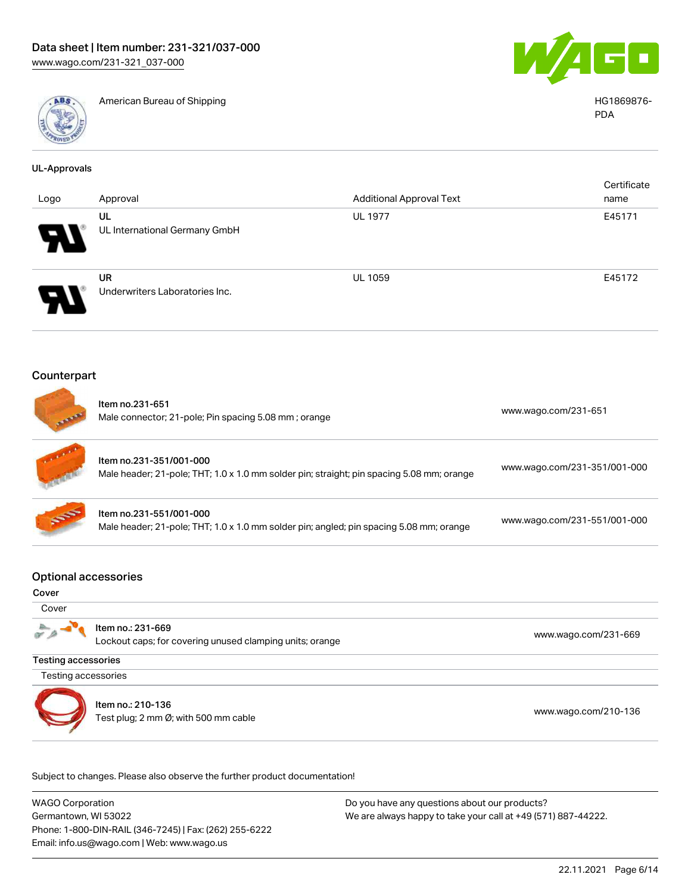| | American Bureau of Shipping | HG1869876-PDA |
|---|---|---|

## UL-Approvals

| Logo | Approval | Additional Approval Text | Certificate name |
|---|---|---|---|
| | UL<br>UL International Germany GmbH | UL 1977 | E45171 |
| | UR<br>Underwriters Laboratories Inc. | UL 1059 | E45172 |

## Counterpart

| | | |
|---|---|---|
| | Item no.231-651<br>Male connector; 21-pole; Pin spacing 5.08 mm ; orange | www.wago.com/231-651 |
| | Item no.231-351/001-000<br>Male header; 21-pole; THT; 1.0 x 1.0 mm solder pin; straight; pin spacing 5.08 mm; orange | www.wago.com/231-351/001-000 |
| | Item no.231-551/001-000<br>Male header; 21-pole; THT; 1.0 x 1.0 mm solder pin; angled; pin spacing 5.08 mm; orange | www.wago.com/231-551/001-000 |

## Optional accessories

### Cover

Cover

| | | |
|---|---|---|
| | Item no.: 231-669<br>Lockout caps; for covering unused clamping units; orange | www.wago.com/231-669 |

### Testing accessories

Testing accessories

| | | |
|---|---|---|
| | Item no.: 210-136<br>Test plug; 2 mm Ø; with 500 mm cable | www.wago.com/210-136 |

Subject to changes. Please also observe the further product documentation!

WAGO Corporation
Germantown, WI 53022
Phone: 1-800-DIN-RAIL (346-7245) | Fax: (262) 255-6222
Email: info.us@wago.com | Web: www.wago.us

Do you have any questions about our products?
We are always happy to take your call at +49 (571) 887-44222.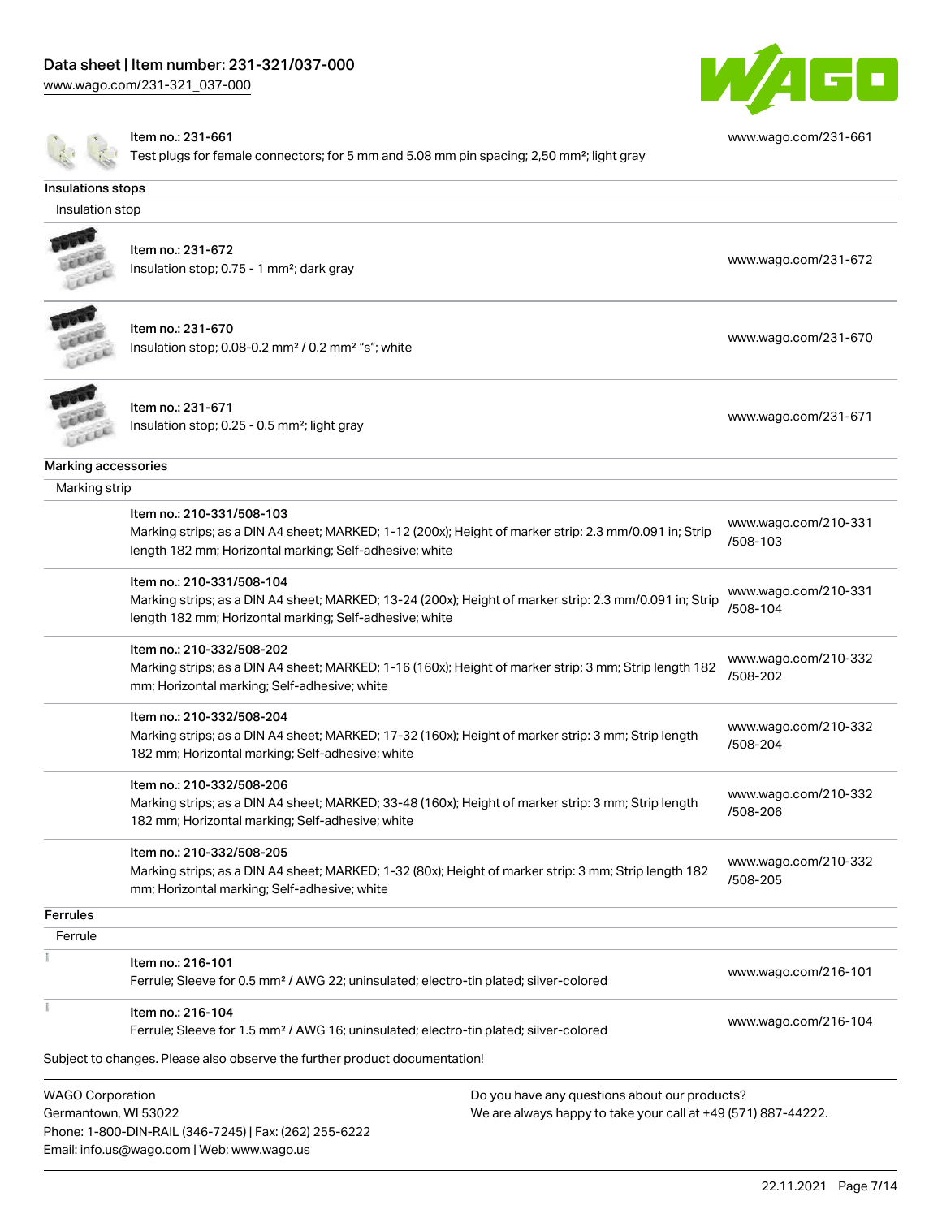| | |
|---|---|
| Item no.: 231-661<br>Test plugs for female connectors; for 5 mm and 5.08 mm pin spacing; 2,50 mm²; light gray | www.wago.com/231-661 |

## Insulations stops

### Insulation stop

| | |
|---|---|
| Item no.: 231-672<br>Insulation stop; 0.75 - 1 mm²; dark gray | www.wago.com/231-672 |
| Item no.: 231-670<br>Insulation stop; 0.08-0.2 mm² / 0.2 mm² "s"; white | www.wago.com/231-670 |
| Item no.: 231-671<br>Insulation stop; 0.25 - 0.5 mm²; light gray | www.wago.com/231-671 |

## Marking accessories

### Marking strip

| | |
|---|---|
| Item no.: 210-331/508-103<br>Marking strips; as a DIN A4 sheet; MARKED; 1-12 (200x); Height of marker strip: 2.3 mm/0.091 in; Strip length 182 mm; Horizontal marking; Self-adhesive; white | www.wago.com/210-331/508-103 |
| Item no.: 210-331/508-104<br>Marking strips; as a DIN A4 sheet; MARKED; 13-24 (200x); Height of marker strip: 2.3 mm/0.091 in; Strip length 182 mm; Horizontal marking; Self-adhesive; white | www.wago.com/210-331/508-104 |
| Item no.: 210-332/508-202<br>Marking strips; as a DIN A4 sheet; MARKED; 1-16 (160x); Height of marker strip: 3 mm; Strip length 182 mm; Horizontal marking; Self-adhesive; white | www.wago.com/210-332/508-202 |
| Item no.: 210-332/508-204<br>Marking strips; as a DIN A4 sheet; MARKED; 17-32 (160x); Height of marker strip: 3 mm; Strip length 182 mm; Horizontal marking; Self-adhesive; white | www.wago.com/210-332/508-204 |
| Item no.: 210-332/508-206<br>Marking strips; as a DIN A4 sheet; MARKED; 33-48 (160x); Height of marker strip: 3 mm; Strip length 182 mm; Horizontal marking; Self-adhesive; white | www.wago.com/210-332/508-206 |
| Item no.: 210-332/508-205<br>Marking strips; as a DIN A4 sheet; MARKED; 1-32 (80x); Height of marker strip: 3 mm; Strip length 182 mm; Horizontal marking; Self-adhesive; white | www.wago.com/210-332/508-205 |

## Ferrules

### Ferrule

| | |
|---|---|
| Item no.: 216-101<br>Ferrule; Sleeve for 0.5 mm² / AWG 22; uninsulated; electro-tin plated; silver-colored | www.wago.com/216-101 |
| Item no.: 216-104<br>Ferrule; Sleeve for 1.5 mm² / AWG 16; uninsulated; electro-tin plated; silver-colored | www.wago.com/216-104 |

Subject to changes. Please also observe the further product documentation!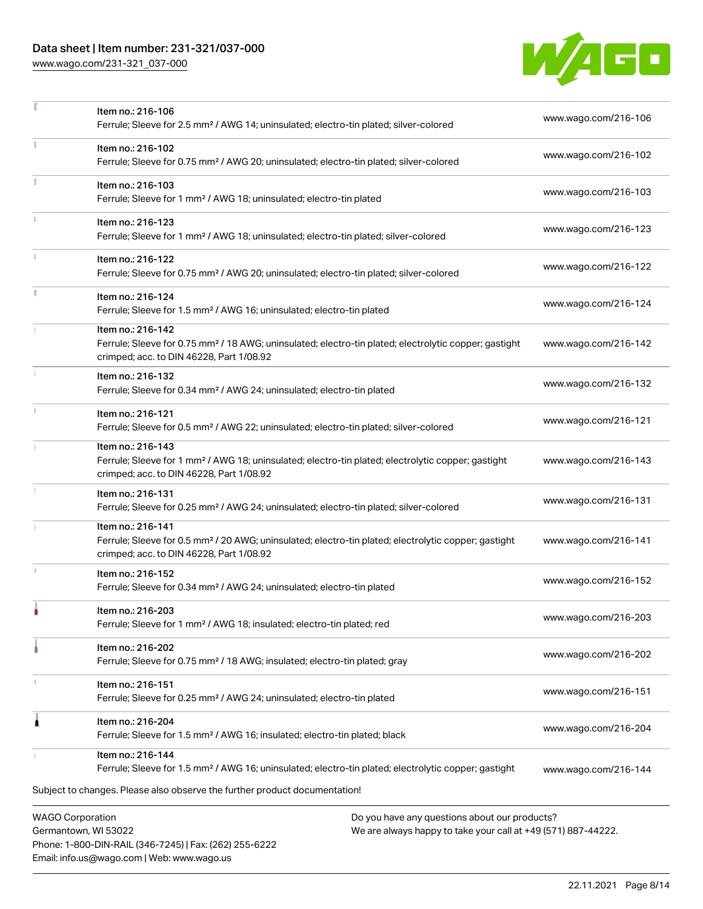| Item | Link |
| --- | --- |
| Item no.: 216-106<br>Ferrule; Sleeve for 2.5 mm² / AWG 14; uninsulated; electro-tin plated; silver-colored | www.wago.com/216-106 |
| Item no.: 216-102<br>Ferrule; Sleeve for 0.75 mm² / AWG 20; uninsulated; electro-tin plated; silver-colored | www.wago.com/216-102 |
| Item no.: 216-103<br>Ferrule; Sleeve for 1 mm² / AWG 18; uninsulated; electro-tin plated | www.wago.com/216-103 |
| Item no.: 216-123<br>Ferrule; Sleeve for 1 mm² / AWG 18; uninsulated; electro-tin plated; silver-colored | www.wago.com/216-123 |
| Item no.: 216-122<br>Ferrule; Sleeve for 0.75 mm² / AWG 20; uninsulated; electro-tin plated; silver-colored | www.wago.com/216-122 |
| Item no.: 216-124<br>Ferrule; Sleeve for 1.5 mm² / AWG 16; uninsulated; electro-tin plated | www.wago.com/216-124 |
| Item no.: 216-142<br>Ferrule; Sleeve for 0.75 mm² / 18 AWG; uninsulated; electro-tin plated; electrolytic copper; gastight crimped; acc. to DIN 46228, Part 1/08.92 | www.wago.com/216-142 |
| Item no.: 216-132<br>Ferrule; Sleeve for 0.34 mm² / AWG 24; uninsulated; electro-tin plated | www.wago.com/216-132 |
| Item no.: 216-121<br>Ferrule; Sleeve for 0.5 mm² / AWG 22; uninsulated; electro-tin plated; silver-colored | www.wago.com/216-121 |
| Item no.: 216-143<br>Ferrule; Sleeve for 1 mm² / AWG 18; uninsulated; electro-tin plated; electrolytic copper; gastight crimped; acc. to DIN 46228, Part 1/08.92 | www.wago.com/216-143 |
| Item no.: 216-131<br>Ferrule; Sleeve for 0.25 mm² / AWG 24; uninsulated; electro-tin plated; silver-colored | www.wago.com/216-131 |
| Item no.: 216-141<br>Ferrule; Sleeve for 0.5 mm² / 20 AWG; uninsulated; electro-tin plated; electrolytic copper; gastight crimped; acc. to DIN 46228, Part 1/08.92 | www.wago.com/216-141 |
| Item no.: 216-152<br>Ferrule; Sleeve for 0.34 mm² / AWG 24; uninsulated; electro-tin plated | www.wago.com/216-152 |
| Item no.: 216-203<br>Ferrule; Sleeve for 1 mm² / AWG 18; insulated; electro-tin plated; red | www.wago.com/216-203 |
| Item no.: 216-202<br>Ferrule; Sleeve for 0.75 mm² / 18 AWG; insulated; electro-tin plated; gray | www.wago.com/216-202 |
| Item no.: 216-151<br>Ferrule; Sleeve for 0.25 mm² / AWG 24; uninsulated; electro-tin plated | www.wago.com/216-151 |
| Item no.: 216-204<br>Ferrule; Sleeve for 1.5 mm² / AWG 16; insulated; electro-tin plated; black | www.wago.com/216-204 |
| Item no.: 216-144<br>Ferrule; Sleeve for 1.5 mm² / AWG 16; uninsulated; electro-tin plated; electrolytic copper; gastight | www.wago.com/216-144 |

Subject to changes. Please also observe the further product documentation!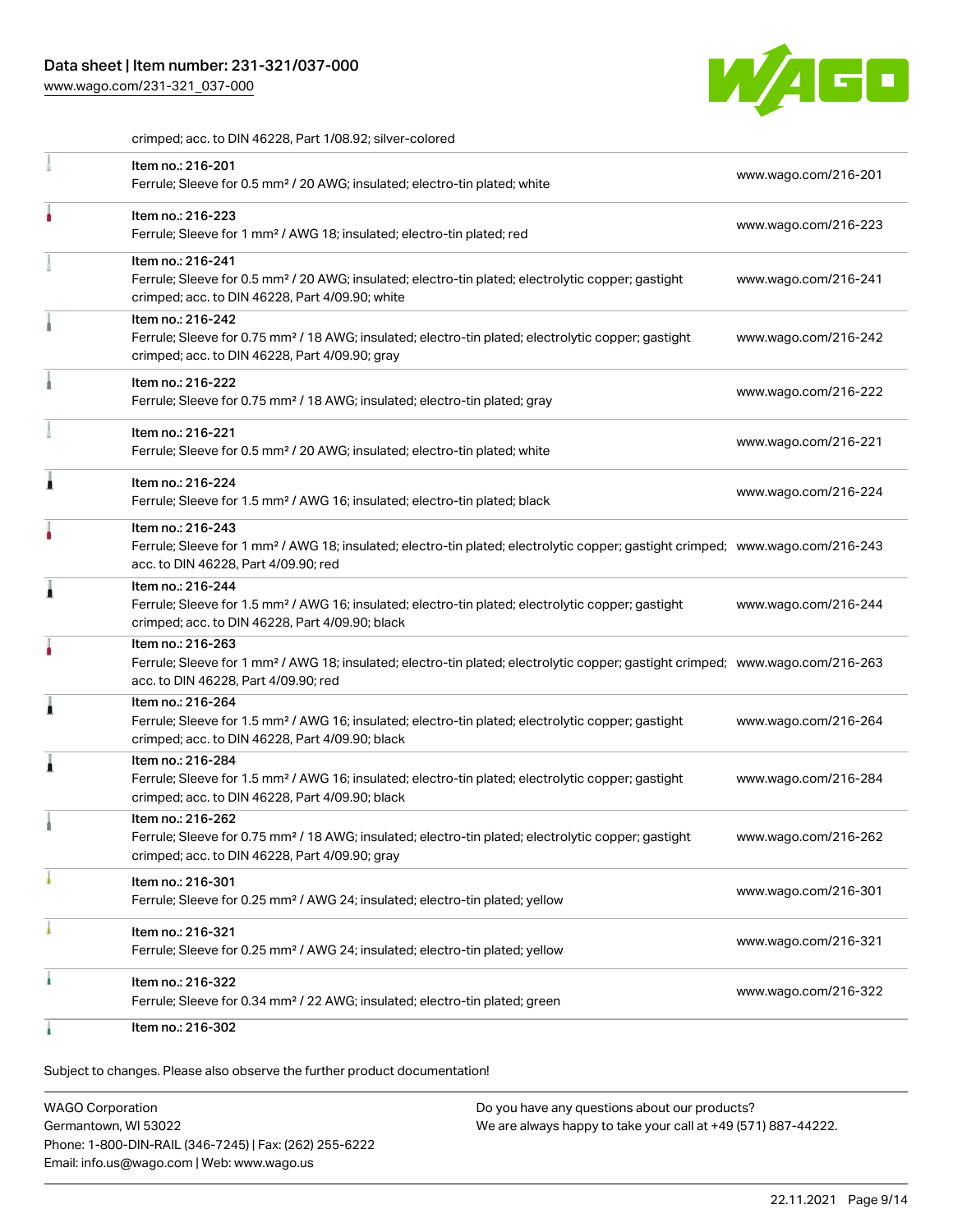crimped; acc. to DIN 46228, Part 1/08.92; silver-colored

| | Item | Link |
|---|---|---|
| | Item no.: 216-201<br>Ferrule; Sleeve for 0.5 mm² / 20 AWG; insulated; electro-tin plated; white | www.wago.com/216-201 |
| | Item no.: 216-223<br>Ferrule; Sleeve for 1 mm² / AWG 18; insulated; electro-tin plated; red | www.wago.com/216-223 |
| | Item no.: 216-241<br>Ferrule; Sleeve for 0.5 mm² / 20 AWG; insulated; electro-tin plated; electrolytic copper; gastight crimped; acc. to DIN 46228, Part 4/09.90; white | www.wago.com/216-241 |
| | Item no.: 216-242<br>Ferrule; Sleeve for 0.75 mm² / 18 AWG; insulated; electro-tin plated; electrolytic copper; gastight crimped; acc. to DIN 46228, Part 4/09.90; gray | www.wago.com/216-242 |
| | Item no.: 216-222<br>Ferrule; Sleeve for 0.75 mm² / 18 AWG; insulated; electro-tin plated; gray | www.wago.com/216-222 |
| | Item no.: 216-221<br>Ferrule; Sleeve for 0.5 mm² / 20 AWG; insulated; electro-tin plated; white | www.wago.com/216-221 |
| | Item no.: 216-224<br>Ferrule; Sleeve for 1.5 mm² / AWG 16; insulated; electro-tin plated; black | www.wago.com/216-224 |
| | Item no.: 216-243<br>Ferrule; Sleeve for 1 mm² / AWG 18; insulated; electro-tin plated; electrolytic copper; gastight crimped; acc. to DIN 46228, Part 4/09.90; red | www.wago.com/216-243 |
| | Item no.: 216-244<br>Ferrule; Sleeve for 1.5 mm² / AWG 16; insulated; electro-tin plated; electrolytic copper; gastight crimped; acc. to DIN 46228, Part 4/09.90; black | www.wago.com/216-244 |
| | Item no.: 216-263<br>Ferrule; Sleeve for 1 mm² / AWG 18; insulated; electro-tin plated; electrolytic copper; gastight crimped; acc. to DIN 46228, Part 4/09.90; red | www.wago.com/216-263 |
| | Item no.: 216-264<br>Ferrule; Sleeve for 1.5 mm² / AWG 16; insulated; electro-tin plated; electrolytic copper; gastight crimped; acc. to DIN 46228, Part 4/09.90; black | www.wago.com/216-264 |
| | Item no.: 216-284<br>Ferrule; Sleeve for 1.5 mm² / AWG 16; insulated; electro-tin plated; electrolytic copper; gastight crimped; acc. to DIN 46228, Part 4/09.90; black | www.wago.com/216-284 |
| | Item no.: 216-262<br>Ferrule; Sleeve for 0.75 mm² / 18 AWG; insulated; electro-tin plated; electrolytic copper; gastight crimped; acc. to DIN 46228, Part 4/09.90; gray | www.wago.com/216-262 |
| | Item no.: 216-301<br>Ferrule; Sleeve for 0.25 mm² / AWG 24; insulated; electro-tin plated; yellow | www.wago.com/216-301 |
| | Item no.: 216-321<br>Ferrule; Sleeve for 0.25 mm² / AWG 24; insulated; electro-tin plated; yellow | www.wago.com/216-321 |
| | Item no.: 216-322<br>Ferrule; Sleeve for 0.34 mm² / 22 AWG; insulated; electro-tin plated; green | www.wago.com/216-322 |
| | Item no.: 216-302 | |

Subject to changes. Please also observe the further product documentation!

WAGO Corporation
Germantown, WI 53022
Phone: 1-800-DIN-RAIL (346-7245) | Fax: (262) 255-6222
Email: info.us@wago.com | Web: www.wago.us

Do you have any questions about our products?
We are always happy to take your call at +49 (571) 887-44222.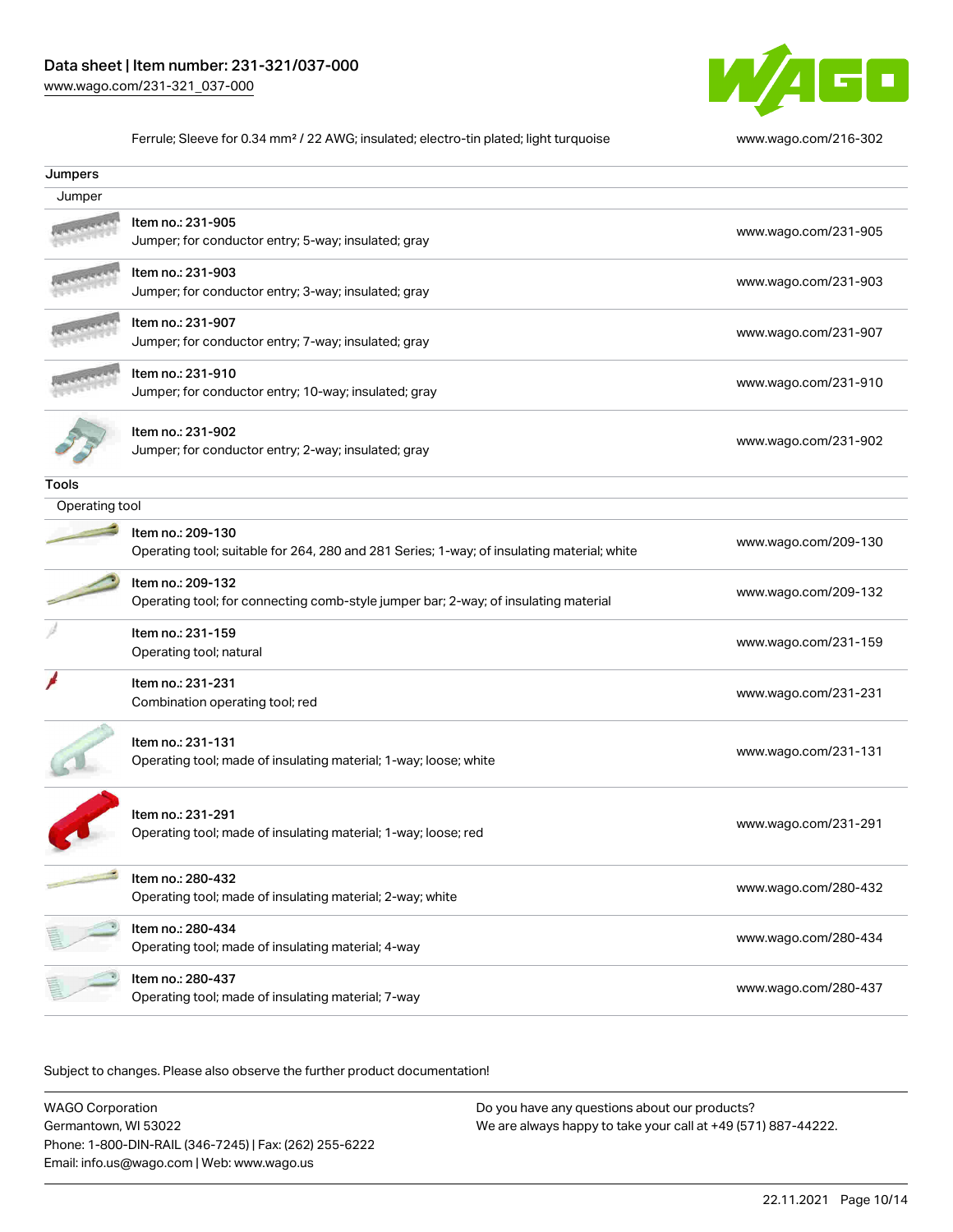| Ferrule; Sleeve for 0.34 mm² / 22 AWG; insulated; electro-tin plated; light turquoise | www.wago.com/216-302 |
| --- | --- |

## Jumpers

### Jumper

| Item | Link |
| --- | --- |
| Item no.: 231-905<br>Jumper; for conductor entry; 5-way; insulated; gray | www.wago.com/231-905 |
| Item no.: 231-903<br>Jumper; for conductor entry; 3-way; insulated; gray | www.wago.com/231-903 |
| Item no.: 231-907<br>Jumper; for conductor entry; 7-way; insulated; gray | www.wago.com/231-907 |
| Item no.: 231-910<br>Jumper; for conductor entry; 10-way; insulated; gray | www.wago.com/231-910 |
| Item no.: 231-902<br>Jumper; for conductor entry; 2-way; insulated; gray | www.wago.com/231-902 |

## Tools

### Operating tool

| Item | Link |
| --- | --- |
| Item no.: 209-130<br>Operating tool; suitable for 264, 280 and 281 Series; 1-way; of insulating material; white | www.wago.com/209-130 |
| Item no.: 209-132<br>Operating tool; for connecting comb-style jumper bar; 2-way; of insulating material | www.wago.com/209-132 |
| Item no.: 231-159<br>Operating tool; natural | www.wago.com/231-159 |
| Item no.: 231-231<br>Combination operating tool; red | www.wago.com/231-231 |
| Item no.: 231-131<br>Operating tool; made of insulating material; 1-way; loose; white | www.wago.com/231-131 |
| Item no.: 231-291<br>Operating tool; made of insulating material; 1-way; loose; red | www.wago.com/231-291 |
| Item no.: 280-432<br>Operating tool; made of insulating material; 2-way; white | www.wago.com/280-432 |
| Item no.: 280-434<br>Operating tool; made of insulating material; 4-way | www.wago.com/280-434 |
| Item no.: 280-437<br>Operating tool; made of insulating material; 7-way | www.wago.com/280-437 |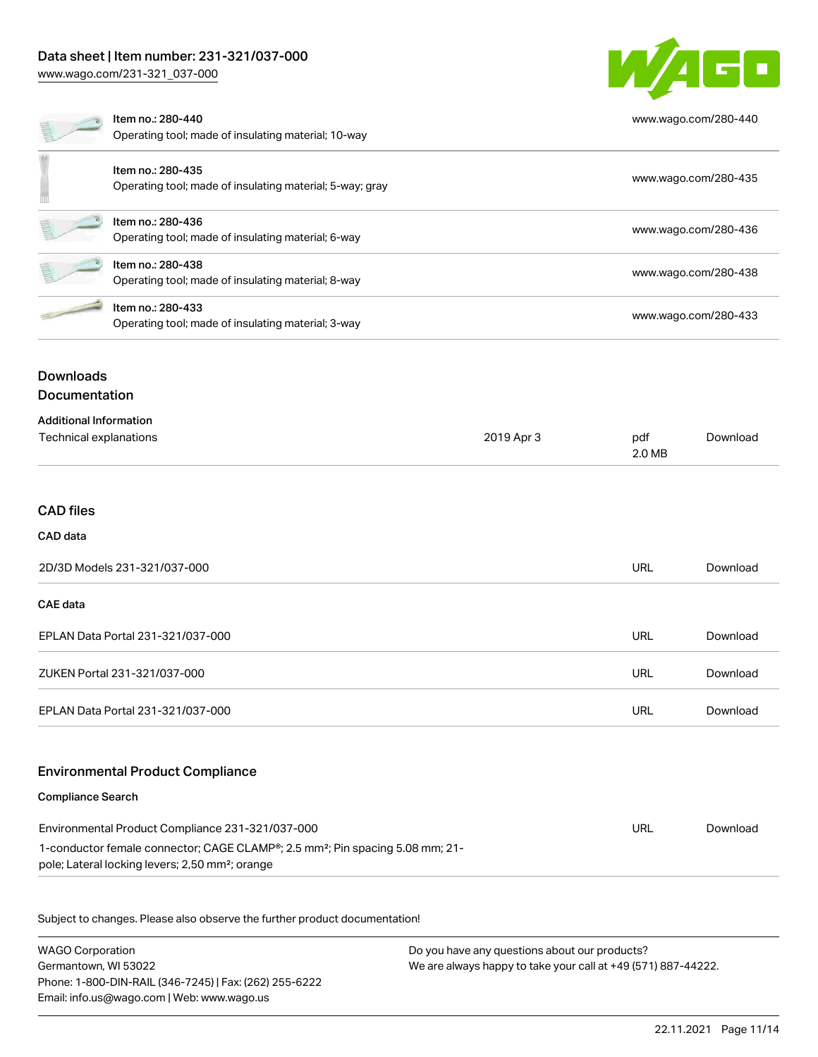| Item | URL |
| --- | --- |
| Item no.: 280-440<br>Operating tool; made of insulating material; 10-way | www.wago.com/280-440 |
| Item no.: 280-435<br>Operating tool; made of insulating material; 5-way; gray | www.wago.com/280-435 |
| Item no.: 280-436<br>Operating tool; made of insulating material; 6-way | www.wago.com/280-436 |
| Item no.: 280-438<br>Operating tool; made of insulating material; 8-way | www.wago.com/280-438 |
| Item no.: 280-433<br>Operating tool; made of insulating material; 3-way | www.wago.com/280-433 |

## Downloads

## Documentation

### Additional Information

| | | | |
| --- | --- | --- | --- |
| Technical explanations | 2019 Apr 3 | pdf<br>2.0 MB | Download |

## CAD files

### CAD data

| | | |
| --- | --- | --- |
| 2D/3D Models 231-321/037-000 | URL | Download |

### CAE data

| | | |
| --- | --- | --- |
| EPLAN Data Portal 231-321/037-000 | URL | Download |
| ZUKEN Portal 231-321/037-000 | URL | Download |
| EPLAN Data Portal 231-321/037-000 | URL | Download |

## Environmental Product Compliance

### Compliance Search

| | | |
| --- | --- | --- |
| Environmental Product Compliance 231-321/037-000<br>1-conductor female connector; CAGE CLAMP®; 2.5 mm²; Pin spacing 5.08 mm; 21-pole; Lateral locking levers; 2,50 mm²; orange | URL | Download |

Subject to changes. Please also observe the further product documentation!

WAGO Corporation
Germantown, WI 53022
Phone: 1-800-DIN-RAIL (346-7245) | Fax: (262) 255-6222
Email: info.us@wago.com | Web: www.wago.us

Do you have any questions about our products?
We are always happy to take your call at +49 (571) 887-44222.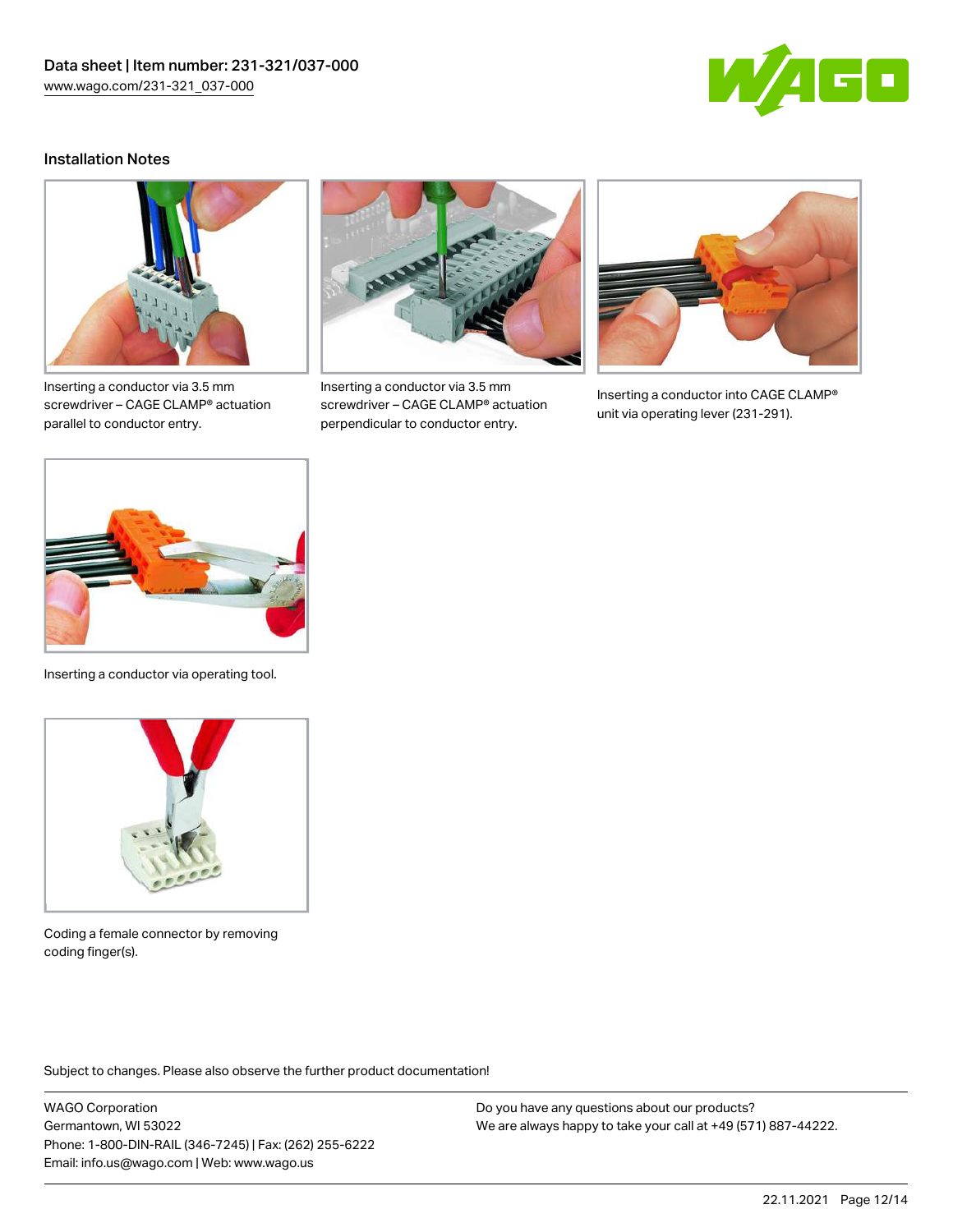## Installation Notes

Inserting a conductor via 3.5 mm screwdriver – CAGE CLAMP® actuation parallel to conductor entry.

Inserting a conductor via 3.5 mm screwdriver – CAGE CLAMP® actuation perpendicular to conductor entry.

Inserting a conductor into CAGE CLAMP® unit via operating lever (231-291).

Inserting a conductor via operating tool.

Coding a female connector by removing coding finger(s).

Subject to changes. Please also observe the further product documentation!

WAGO Corporation
Germantown, WI 53022
Phone: 1-800-DIN-RAIL (346-7245) | Fax: (262) 255-6222
Email: info.us@wago.com | Web: www.wago.us

Do you have any questions about our products?
We are always happy to take your call at +49 (571) 887-44222.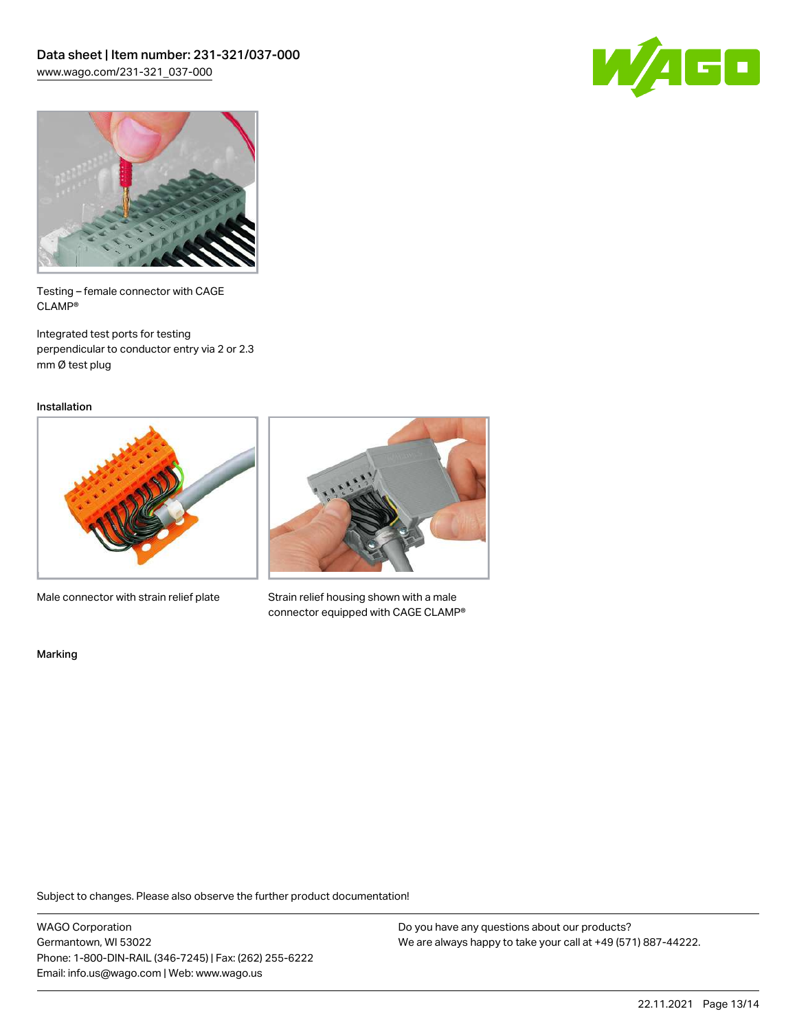Testing – female connector with CAGE CLAMP®

Integrated test ports for testing perpendicular to conductor entry via 2 or 2.3 mm Ø test plug

### Installation

Male connector with strain relief plate

Strain relief housing shown with a male connector equipped with CAGE CLAMP®

### Marking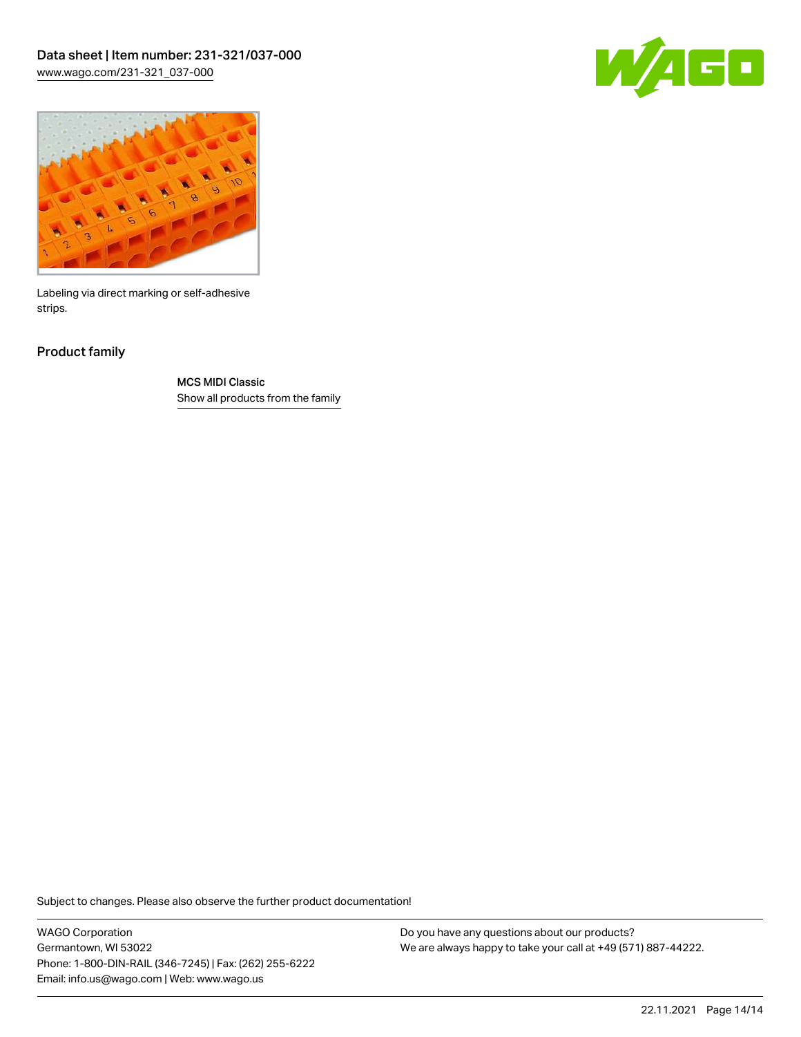Labeling via direct marking or self-adhesive strips.

## Product family

**MCS MIDI Classic**
Show all products from the family

Subject to changes. Please also observe the further product documentation!

WAGO Corporation
Germantown, WI 53022
Phone: 1-800-DIN-RAIL (346-7245) | Fax: (262) 255-6222
Email: info.us@wago.com | Web: www.wago.us

Do you have any questions about our products?
We are always happy to take your call at +49 (571) 887-44222.